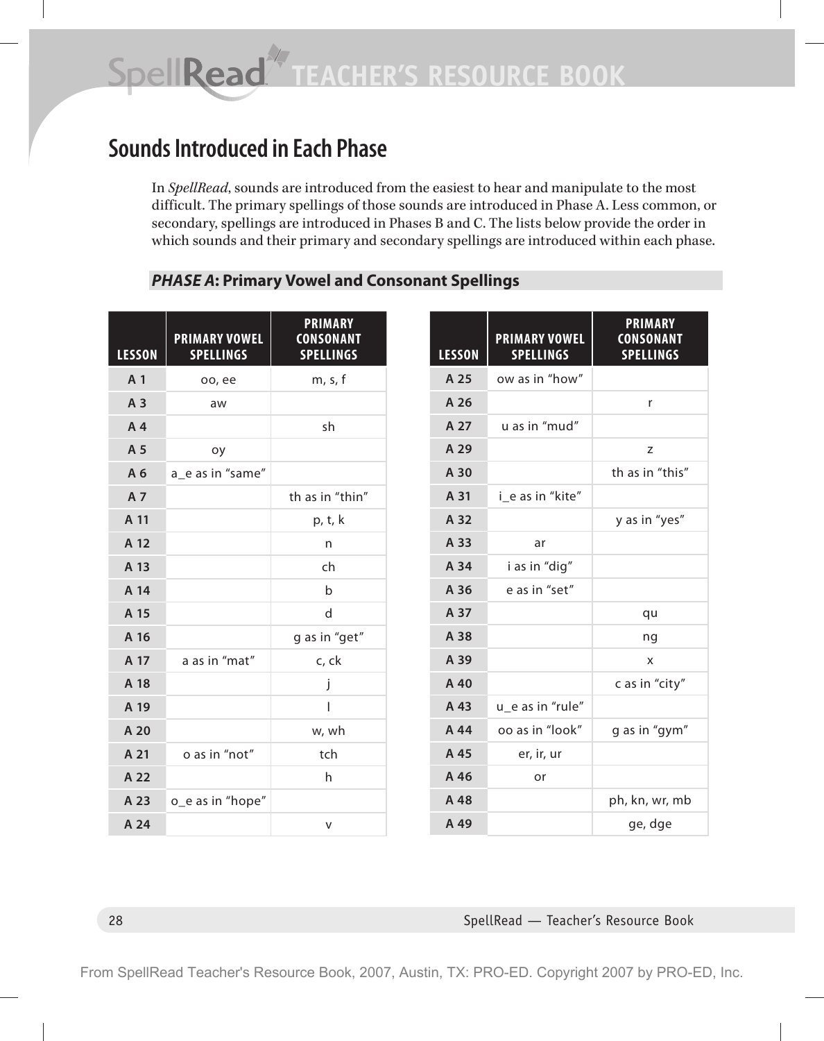## Sounds Introduced in Each Phase

In *SellRead*, sounds are introduced from the easiest to hear and manipulate to the most difficult. The primary spellings of those sounds are introduced in Phase A. Less common, or secondary, spellings are introduced in Phases B and C. The lists below provide the order in which sounds and their primary and secondary spellings are introduced within each phase.

### *PHASE A*: Primary Vowel and Consonant Spellings

| LESSON | PRIMARY VOWEL SPELLINGS | PRIMARY CONSONANT SPELLINGS |
|---|---|---|
| A 1 | oo, ee | m, s, f |
| A 3 | aw | |
| A 4 | | sh |
| A 5 | oy | |
| A 6 | a_e as in "same" | |
| A 7 | | th as in "thin" |
| A 11 | | p, t, k |
| A 12 | | n |
| A 13 | | ch |
| A 14 | | b |
| A 15 | | d |
| A 16 | | g as in "get" |
| A 17 | a as in "mat" | c, ck |
| A 18 | | j |
| A 19 | | l |
| A 20 | | w, wh |
| A 21 | o as in "not" | tch |
| A 22 | | h |
| A 23 | o_e as in "hope" | |
| A 24 | | v |

| LESSON | PRIMARY VOWEL SPELLINGS | PRIMARY CONSONANT SPELLINGS |
|---|---|---|
| A 25 | ow as in "how" | |
| A 26 | | r |
| A 27 | u as in "mud" | |
| A 29 | | z |
| A 30 | | th as in "this" |
| A 31 | i_e as in "kite" | |
| A 32 | | y as in "yes" |
| A 33 | ar | |
| A 34 | i as in "dig" | |
| A 36 | e as in "set" | |
| A 37 | | qu |
| A 38 | | ng |
| A 39 | | x |
| A 40 | | c as in "city" |
| A 43 | u_e as in "rule" | |
| A 44 | oo as in "look" | g as in "gym" |
| A 45 | er, ir, ur | |
| A 46 | or | |
| A 48 | | ph, kn, wr, mb |
| A 49 | | ge, dge |

From SpellRead Teacher's Resource Book, 2007, Austin, TX: PRO-ED. Copyright 2007 by PRO-ED, Inc.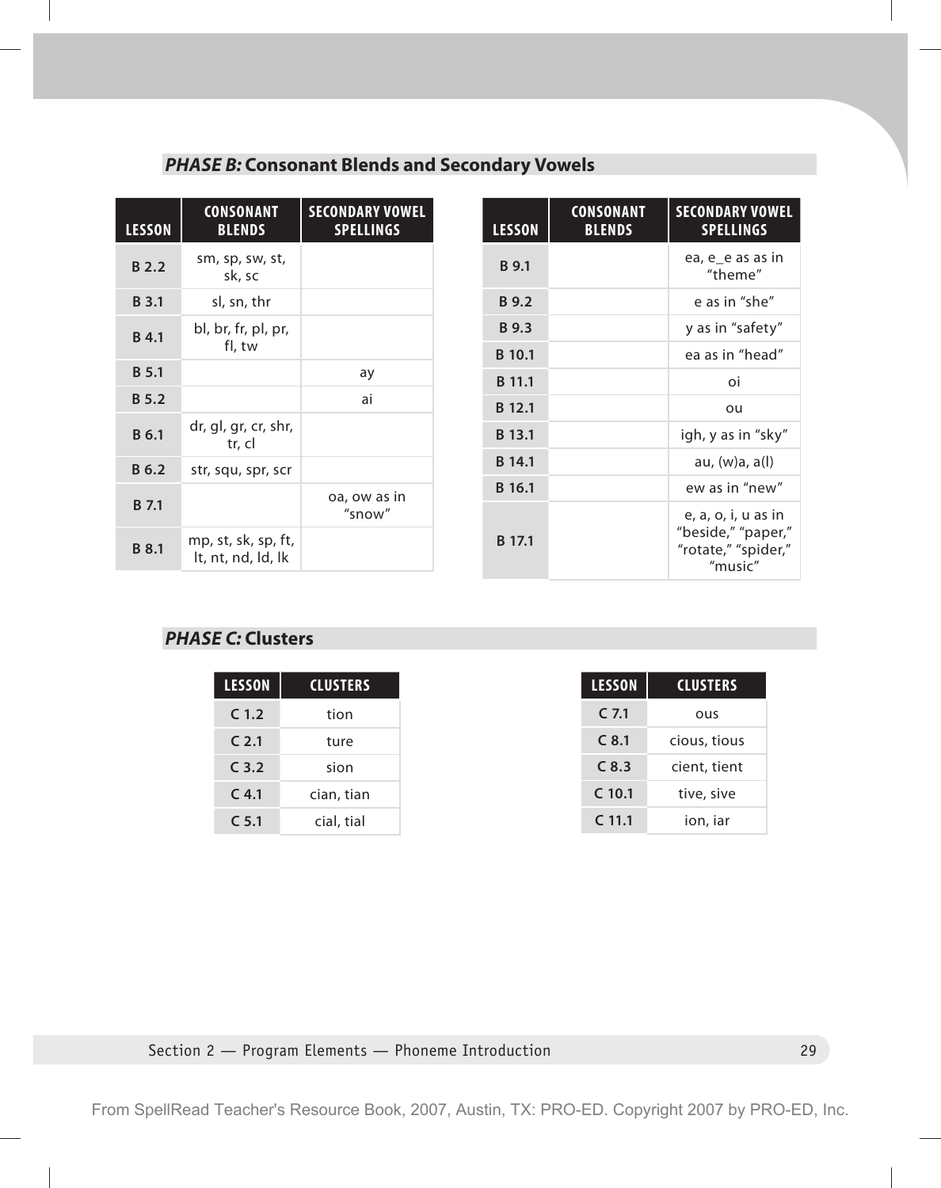## *PHASE B:* Consonant Blends and Secondary Vowels

| LESSON | CONSONANT BLENDS | SECONDARY VOWEL SPELLINGS |
|---|---|---|
| B 2.2 | sm, sp, sw, st, sk, sc | |
| B 3.1 | sl, sn, thr | |
| B 4.1 | bl, br, fr, pl, pr, fl, tw | |
| B 5.1 | | ay |
| B 5.2 | | ai |
| B 6.1 | dr, gl, gr, cr, shr, tr, cl | |
| B 6.2 | str, squ, spr, scr | |
| B 7.1 | | oa, ow as in "snow" |
| B 8.1 | mp, st, sk, sp, ft, lt, nt, nd, ld, lk | |

| LESSON | CONSONANT BLENDS | SECONDARY VOWEL SPELLINGS |
|---|---|---|
| B 9.1 | | ea, e_e as as in "theme" |
| B 9.2 | | e as in "she" |
| B 9.3 | | y as in "safety" |
| B 10.1 | | ea as in "head" |
| B 11.1 | | oi |
| B 12.1 | | ou |
| B 13.1 | | igh, y as in "sky" |
| B 14.1 | | au, (w)a, a(l) |
| B 16.1 | | ew as in "new" |
| B 17.1 | | e, a, o, i, u as in "beside," "paper," "rotate," "spider," "music" |

## *PHASE C:* Clusters

| LESSON | CLUSTERS |
|---|---|
| C 1.2 | tion |
| C 2.1 | ture |
| C 3.2 | sion |
| C 4.1 | cian, tian |
| C 5.1 | cial, tial |

| LESSON | CLUSTERS |
|---|---|
| C 7.1 | ous |
| C 8.1 | cious, tious |
| C 8.3 | cient, tient |
| C 10.1 | tive, sive |
| C 11.1 | ion, iar |

From SpellRead Teacher's Resource Book, 2007, Austin, TX: PRO-ED. Copyright 2007 by PRO-ED, Inc.